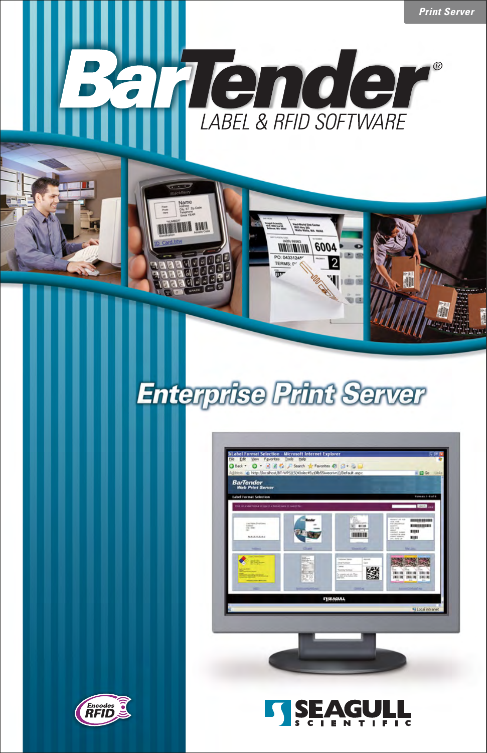Print Server

# BarTender®

LABEL & RFID SOFTWARE

## Enterprise Print Server

Encodes RFID

SEAGULL SCIENTIFIC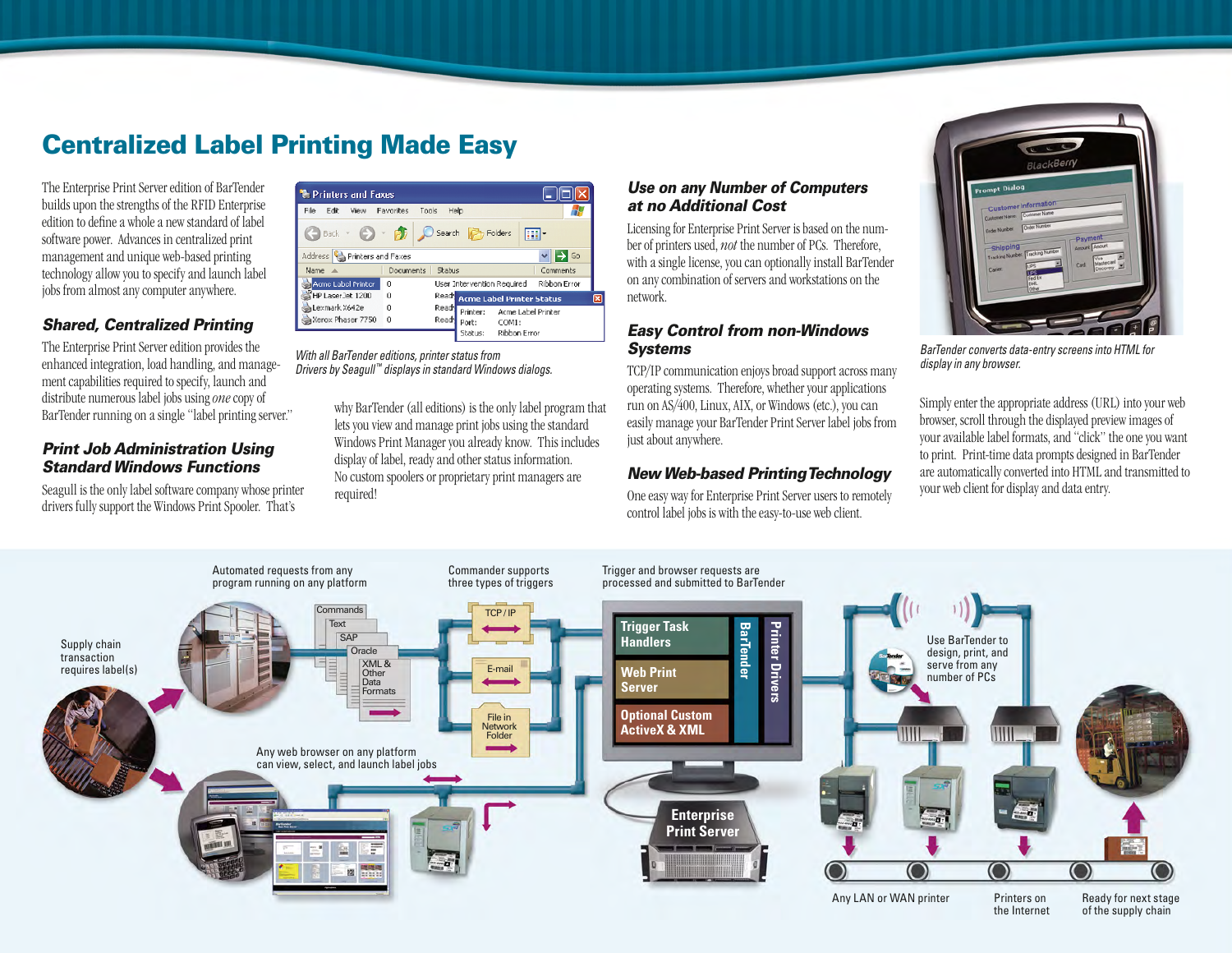# Centralized Label Printing Made Easy

The Enterprise Print Server edition of BarTender builds upon the strengths of the RFID Enterprise edition to define a whole a new standard of label software power. Advances in centralized print management and unique web-based printing technology allow you to specify and launch label jobs from almost any computer anywhere.

### Shared, Centralized Printing

The Enterprise Print Server edition provides the enhanced integration, load handling, and management capabilities required to specify, launch and distribute numerous label jobs using *one* copy of BarTender running on a single "label printing server."

### Print Job Administration Using Standard Windows Functions

Seagull is the only label software company whose printer drivers fully support the Windows Print Spooler. That's why BarTender (all editions) is the only label program that lets you view and manage print jobs using the standard Windows Print Manager you already know. This includes display of label, ready and other status information. No custom spoolers or proprietary print managers are required!

*With all BarTender editions, printer status from Drivers by Seagull™ displays in standard Windows dialogs.*

### Use on any Number of Computers at no Additional Cost

Licensing for Enterprise Print Server is based on the number of printers used, *not* the number of PCs. Therefore, with a single license, you can optionally install BarTender on any combination of servers and workstations on the network.

### Easy Control from non-Windows Systems

TCP/IP communication enjoys broad support across many operating systems. Therefore, whether your applications run on AS/400, Linux, AIX, or Windows (etc.), you can easily manage your BarTender Print Server label jobs from just about anywhere.

### New Web-based Printing Technology

One easy way for Enterprise Print Server users to remotely control label jobs is with the easy-to-use web client.

*BarTender converts data-entry screens into HTML for display in any browser.*

Simply enter the appropriate address (URL) into your web browser, scroll through the displayed preview images of your available label formats, and "click" the one you want to print. Print-time data prompts designed in BarTender are automatically converted into HTML and transmitted to your web client for display and data entry.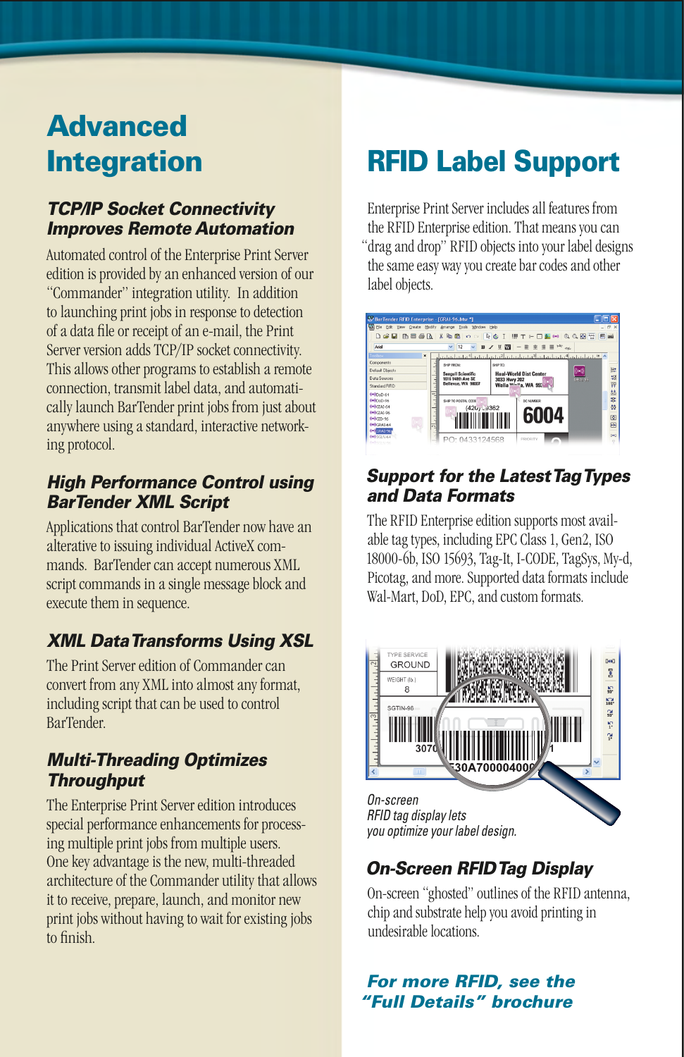# Advanced Integration

### *TCP/IP Socket Connectivity Improves Remote Automation*

Automated control of the Enterprise Print Server edition is provided by an enhanced version of our "Commander" integration utility. In addition to launching print jobs in response to detection of a data file or receipt of an e-mail, the Print Server version adds TCP/IP socket connectivity. This allows other programs to establish a remote connection, transmit label data, and automatically launch BarTender print jobs from just about anywhere using a standard, interactive networking protocol.

### *High Performance Control using BarTender XML Script*

Applications that control BarTender now have an alterative to issuing individual ActiveX commands. BarTender can accept numerous XML script commands in a single message block and execute them in sequence.

### *XML Data Transforms Using XSL*

The Print Server edition of Commander can convert from any XML into almost any format, including script that can be used to control BarTender.

### *Multi-Threading Optimizes Throughput*

The Enterprise Print Server edition introduces special performance enhancements for processing multiple print jobs from multiple users. One key advantage is the new, multi-threaded architecture of the Commander utility that allows it to receive, prepare, launch, and monitor new print jobs without having to wait for existing jobs to finish.

# RFID Label Support

Enterprise Print Server includes all features from the RFID Enterprise edition. That means you can "drag and drop" RFID objects into your label designs the same easy way you create bar codes and other label objects.

### *Support for the Latest Tag Types and Data Formats*

The RFID Enterprise edition supports most available tag types, including EPC Class 1, Gen2, ISO 18000-6b, ISO 15693, Tag-It, I-CODE, TagSys, My-d, Picotag, and more. Supported data formats include Wal-Mart, DoD, EPC, and custom formats.

*On-screen RFID tag display lets you optimize your label design.*

### *On-Screen RFID Tag Display*

On-screen "ghosted" outlines of the RFID antenna, chip and substrate help you avoid printing in undesirable locations.

***For more RFID, see the "Full Details" brochure***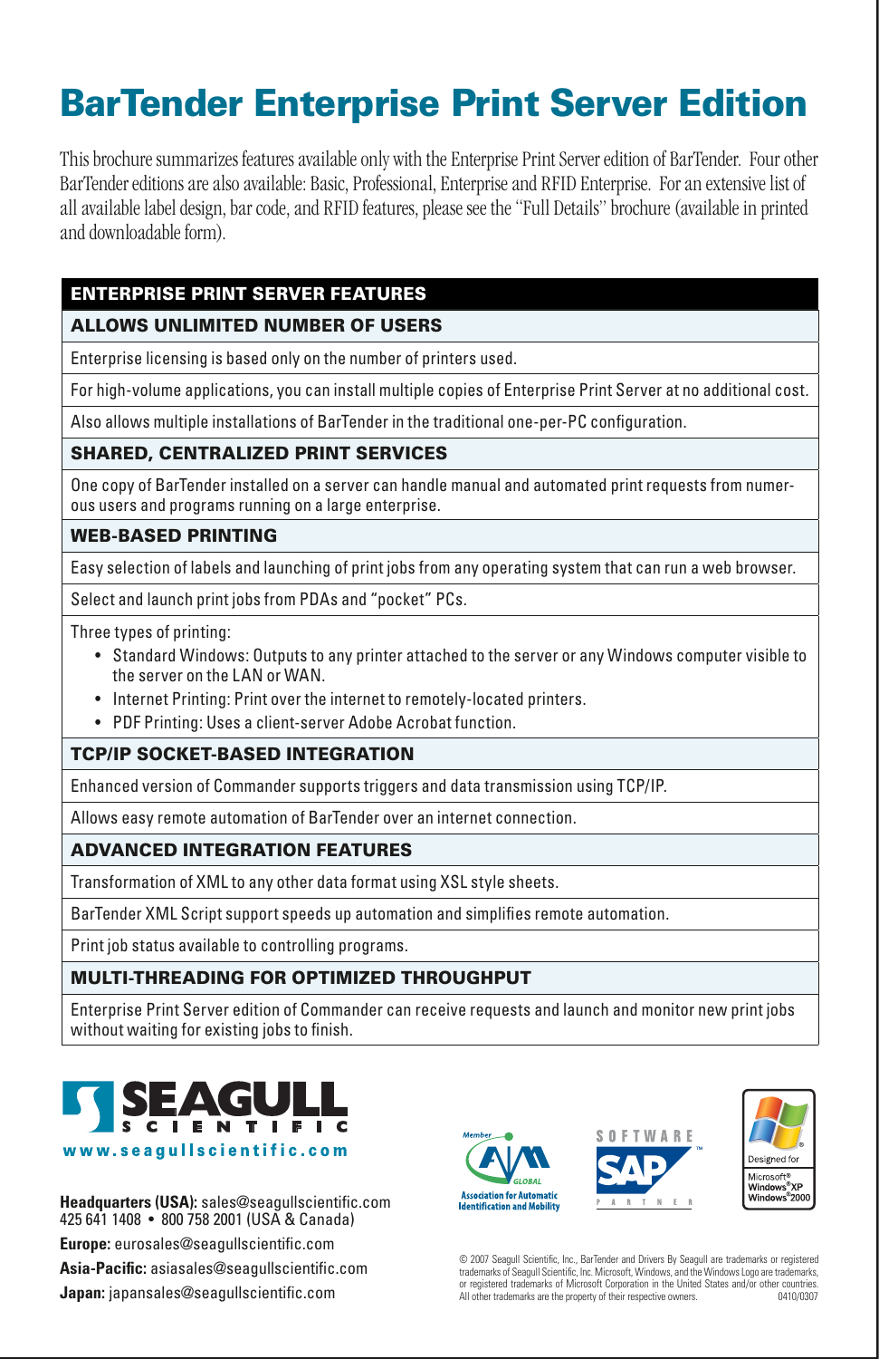# BarTender Enterprise Print Server Edition

This brochure summarizes features available only with the Enterprise Print Server edition of BarTender. Four other BarTender editions are also available: Basic, Professional, Enterprise and RFID Enterprise. For an extensive list of all available label design, bar code, and RFID features, please see the "Full Details" brochure (available in printed and downloadable form).

## ENTERPRISE PRINT SERVER FEATURES

### ALLOWS UNLIMITED NUMBER OF USERS

Enterprise licensing is based only on the number of printers used.

For high-volume applications, you can install multiple copies of Enterprise Print Server at no additional cost.

Also allows multiple installations of BarTender in the traditional one-per-PC configuration.

### SHARED, CENTRALIZED PRINT SERVICES

One copy of BarTender installed on a server can handle manual and automated print requests from numerous users and programs running on a large enterprise.

### WEB-BASED PRINTING

Easy selection of labels and launching of print jobs from any operating system that can run a web browser.

Select and launch print jobs from PDAs and "pocket" PCs.

Three types of printing:

- Standard Windows: Outputs to any printer attached to the server or any Windows computer visible to the server on the LAN or WAN.
- Internet Printing: Print over the internet to remotely-located printers.
- PDF Printing: Uses a client-server Adobe Acrobat function.

### TCP/IP SOCKET-BASED INTEGRATION

Enhanced version of Commander supports triggers and data transmission using TCP/IP.

Allows easy remote automation of BarTender over an internet connection.

### ADVANCED INTEGRATION FEATURES

Transformation of XML to any other data format using XSL style sheets.

BarTender XML Script support speeds up automation and simplifies remote automation.

Print job status available to controlling programs.

### MULTI-THREADING FOR OPTIMIZED THROUGHPUT

Enterprise Print Server edition of Commander can receive requests and launch and monitor new print jobs without waiting for existing jobs to finish.

SEAGULL SCIENTIFIC

www.seagullscientific.com

**Headquarters (USA):** sales@seagullscientific.com
425 641 1408 • 800 758 2001 (USA & Canada)

**Europe:** eurosales@seagullscientific.com

**Asia-Pacific:** asiasales@seagullscientific.com

**Japan:** japansales@seagullscientific.com

Member AIM Global — Association for Automatic Identification and Mobility

SOFTWARE SAP PARTNER

Designed for Microsoft® Windows® XP Windows® 2000

© 2007 Seagull Scientific, Inc., BarTender and Drivers By Seagull are trademarks or registered trademarks of Seagull Scientific, Inc. Microsoft, Windows, and the Windows Logo are trademarks, or registered trademarks of Microsoft Corporation in the United States and/or other countries. All other trademarks are the property of their respective owners. 0410/0307